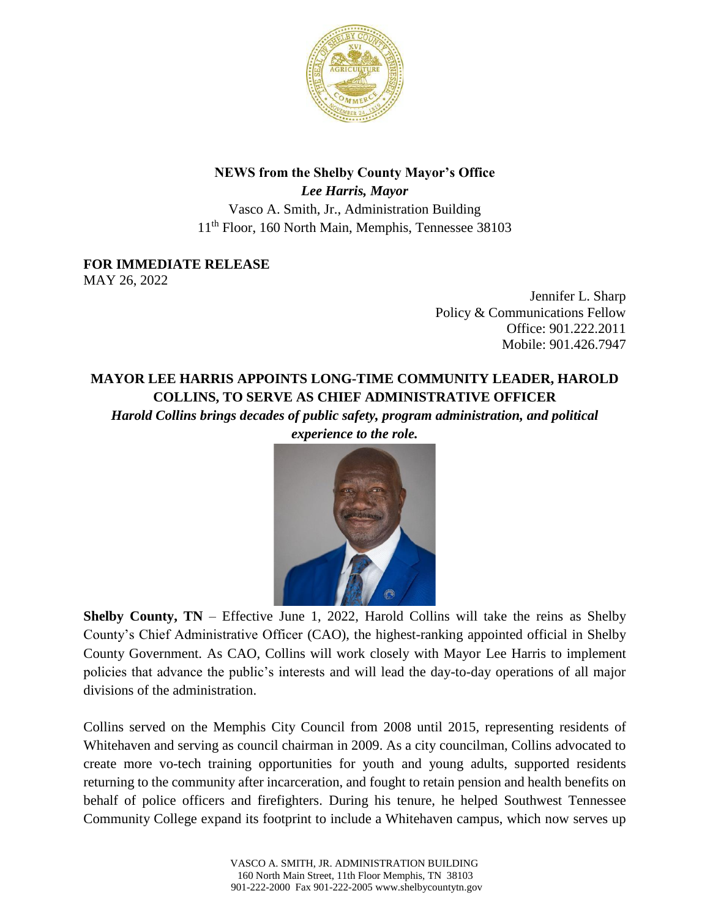**NEWS from the Shelby County Mayor's Office**
***Lee Harris, Mayor***
Vasco A. Smith, Jr., Administration Building
11th Floor, 160 North Main, Memphis, Tennessee 38103

**FOR IMMEDIATE RELEASE**
MAY 26, 2022

Jennifer L. Sharp
Policy & Communications Fellow
Office: 901.222.2011
Mobile: 901.426.7947

# MAYOR LEE HARRIS APPOINTS LONG-TIME COMMUNITY LEADER, HAROLD COLLINS, TO SERVE AS CHIEF ADMINISTRATIVE OFFICER

***Harold Collins brings decades of public safety, program administration, and political experience to the role.***

**Shelby County, TN** – Effective June 1, 2022, Harold Collins will take the reins as Shelby County's Chief Administrative Officer (CAO), the highest-ranking appointed official in Shelby County Government. As CAO, Collins will work closely with Mayor Lee Harris to implement policies that advance the public's interests and will lead the day-to-day operations of all major divisions of the administration.

Collins served on the Memphis City Council from 2008 until 2015, representing residents of Whitehaven and serving as council chairman in 2009. As a city councilman, Collins advocated to create more vo-tech training opportunities for youth and young adults, supported residents returning to the community after incarceration, and fought to retain pension and health benefits on behalf of police officers and firefighters. During his tenure, he helped Southwest Tennessee Community College expand its footprint to include a Whitehaven campus, which now serves up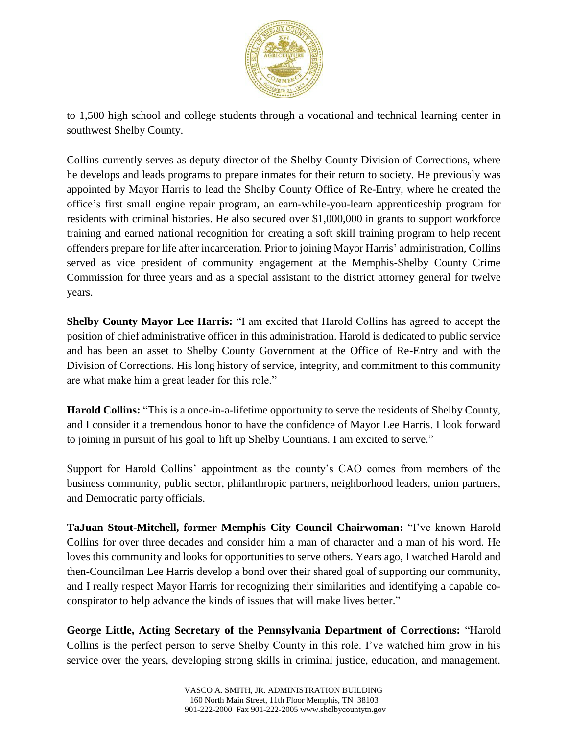to 1,500 high school and college students through a vocational and technical learning center in southwest Shelby County.

Collins currently serves as deputy director of the Shelby County Division of Corrections, where he develops and leads programs to prepare inmates for their return to society. He previously was appointed by Mayor Harris to lead the Shelby County Office of Re-Entry, where he created the office's first small engine repair program, an earn-while-you-learn apprenticeship program for residents with criminal histories. He also secured over $1,000,000 in grants to support workforce training and earned national recognition for creating a soft skill training program to help recent offenders prepare for life after incarceration. Prior to joining Mayor Harris' administration, Collins served as vice president of community engagement at the Memphis-Shelby County Crime Commission for three years and as a special assistant to the district attorney general for twelve years.

**Shelby County Mayor Lee Harris:** "I am excited that Harold Collins has agreed to accept the position of chief administrative officer in this administration. Harold is dedicated to public service and has been an asset to Shelby County Government at the Office of Re-Entry and with the Division of Corrections. His long history of service, integrity, and commitment to this community are what make him a great leader for this role."

**Harold Collins:** "This is a once-in-a-lifetime opportunity to serve the residents of Shelby County, and I consider it a tremendous honor to have the confidence of Mayor Lee Harris. I look forward to joining in pursuit of his goal to lift up Shelby Countians. I am excited to serve."

Support for Harold Collins' appointment as the county's CAO comes from members of the business community, public sector, philanthropic partners, neighborhood leaders, union partners, and Democratic party officials.

**TaJuan Stout-Mitchell, former Memphis City Council Chairwoman:** "I've known Harold Collins for over three decades and consider him a man of character and a man of his word. He loves this community and looks for opportunities to serve others. Years ago, I watched Harold and then-Councilman Lee Harris develop a bond over their shared goal of supporting our community, and I really respect Mayor Harris for recognizing their similarities and identifying a capable co-conspirator to help advance the kinds of issues that will make lives better."

**George Little, Acting Secretary of the Pennsylvania Department of Corrections:** "Harold Collins is the perfect person to serve Shelby County in this role. I've watched him grow in his service over the years, developing strong skills in criminal justice, education, and management.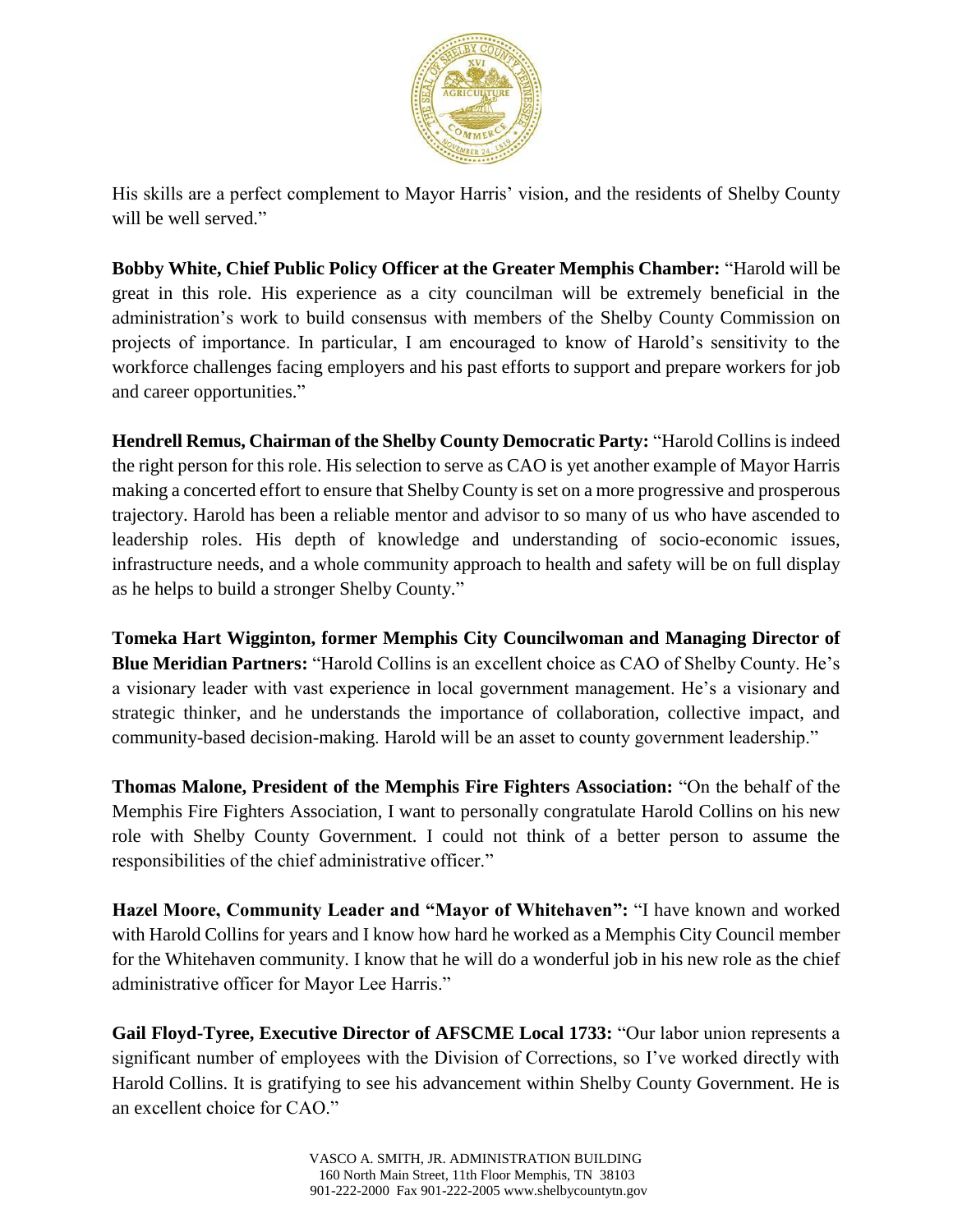His skills are a perfect complement to Mayor Harris' vision, and the residents of Shelby County will be well served."

**Bobby White, Chief Public Policy Officer at the Greater Memphis Chamber:** "Harold will be great in this role. His experience as a city councilman will be extremely beneficial in the administration's work to build consensus with members of the Shelby County Commission on projects of importance. In particular, I am encouraged to know of Harold's sensitivity to the workforce challenges facing employers and his past efforts to support and prepare workers for job and career opportunities."

**Hendrell Remus, Chairman of the Shelby County Democratic Party:** "Harold Collins is indeed the right person for this role. His selection to serve as CAO is yet another example of Mayor Harris making a concerted effort to ensure that Shelby County is set on a more progressive and prosperous trajectory. Harold has been a reliable mentor and advisor to so many of us who have ascended to leadership roles. His depth of knowledge and understanding of socio-economic issues, infrastructure needs, and a whole community approach to health and safety will be on full display as he helps to build a stronger Shelby County."

**Tomeka Hart Wigginton, former Memphis City Councilwoman and Managing Director of Blue Meridian Partners:** "Harold Collins is an excellent choice as CAO of Shelby County. He's a visionary leader with vast experience in local government management. He's a visionary and strategic thinker, and he understands the importance of collaboration, collective impact, and community-based decision-making. Harold will be an asset to county government leadership."

**Thomas Malone, President of the Memphis Fire Fighters Association:** "On the behalf of the Memphis Fire Fighters Association, I want to personally congratulate Harold Collins on his new role with Shelby County Government. I could not think of a better person to assume the responsibilities of the chief administrative officer."

**Hazel Moore, Community Leader and "Mayor of Whitehaven":** "I have known and worked with Harold Collins for years and I know how hard he worked as a Memphis City Council member for the Whitehaven community. I know that he will do a wonderful job in his new role as the chief administrative officer for Mayor Lee Harris."

**Gail Floyd-Tyree, Executive Director of AFSCME Local 1733:** "Our labor union represents a significant number of employees with the Division of Corrections, so I've worked directly with Harold Collins. It is gratifying to see his advancement within Shelby County Government. He is an excellent choice for CAO."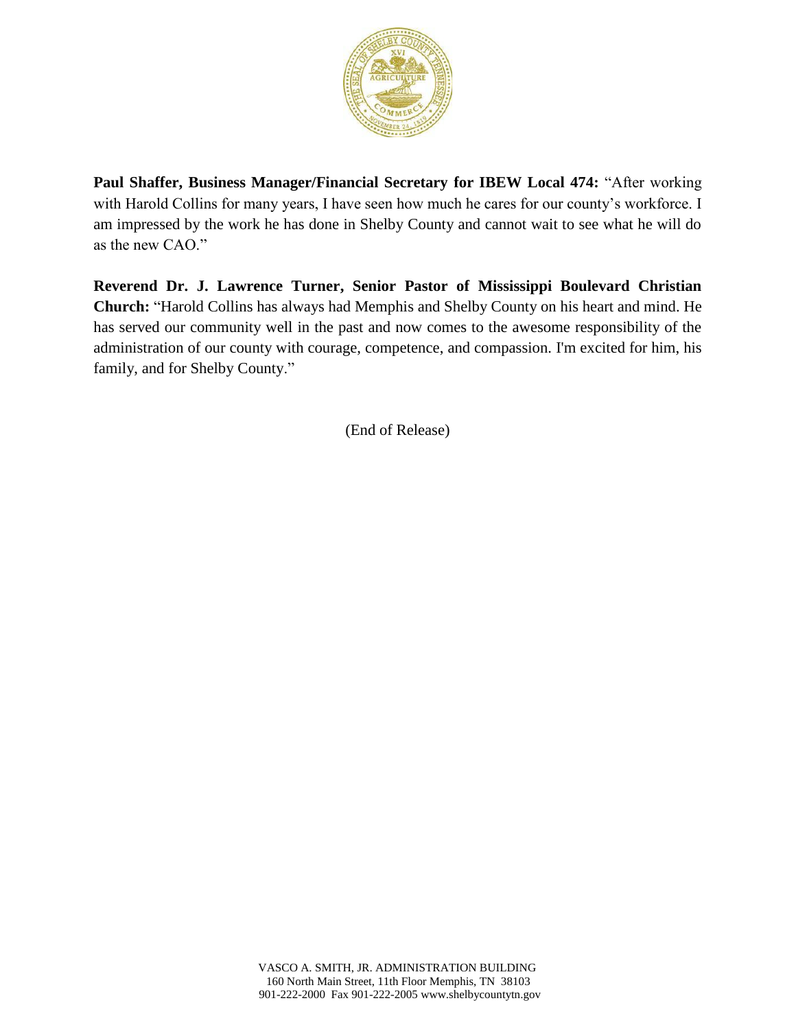**Paul Shaffer, Business Manager/Financial Secretary for IBEW Local 474:** "After working with Harold Collins for many years, I have seen how much he cares for our county's workforce. I am impressed by the work he has done in Shelby County and cannot wait to see what he will do as the new CAO."

**Reverend Dr. J. Lawrence Turner, Senior Pastor of Mississippi Boulevard Christian Church:** "Harold Collins has always had Memphis and Shelby County on his heart and mind. He has served our community well in the past and now comes to the awesome responsibility of the administration of our county with courage, competence, and compassion. I'm excited for him, his family, and for Shelby County."

(End of Release)